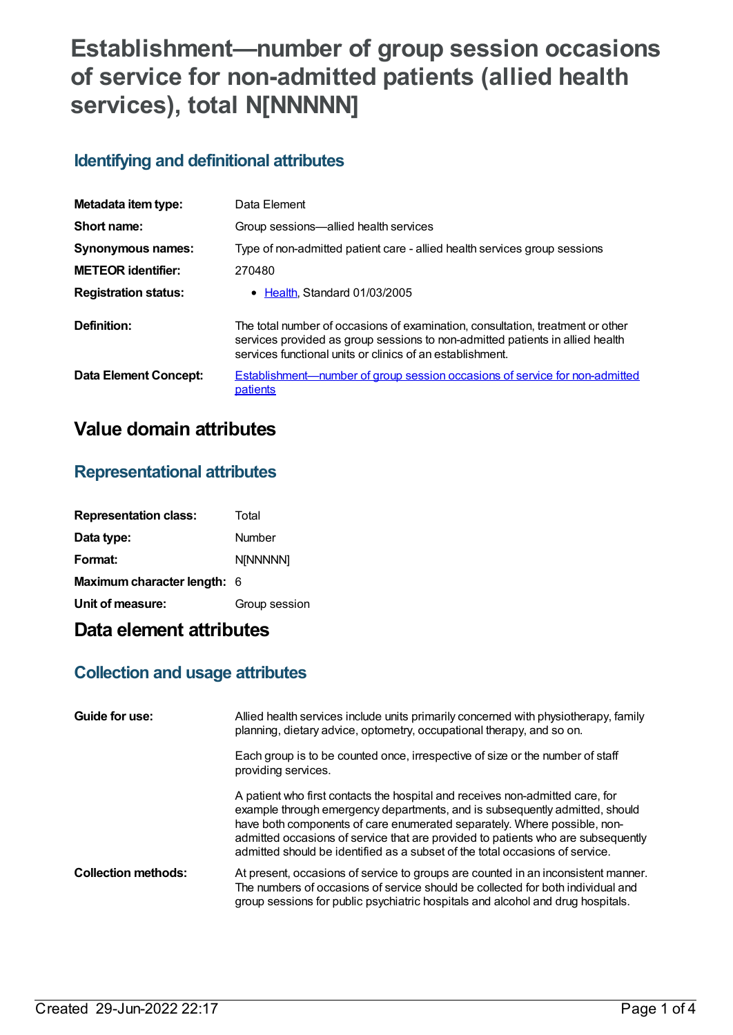# Establishment—number of group session occasions of service for non-admitted patients (allied health services), total N[NNNNN]

## Identifying and definitional attributes

| | |
|---|---|
| **Metadata item type:** | Data Element |
| **Short name:** | Group sessions—allied health services |
| **Synonymous names:** | Type of non-admitted patient care - allied health services group sessions |
| **METEOR identifier:** | 270480 |
| **Registration status:** | • Health, Standard 01/03/2005 |
| **Definition:** | The total number of occasions of examination, consultation, treatment or other services provided as group sessions to non-admitted patients in allied health services functional units or clinics of an establishment. |
| **Data Element Concept:** | Establishment—number of group session occasions of service for non-admitted patients |

# Value domain attributes

## Representational attributes

| | |
|---|---|
| **Representation class:** | Total |
| **Data type:** | Number |
| **Format:** | N[NNNNN] |
| **Maximum character length:** | 6 |
| **Unit of measure:** | Group session |

# Data element attributes

## Collection and usage attributes

**Guide for use:**

Allied health services include units primarily concerned with physiotherapy, family planning, dietary advice, optometry, occupational therapy, and so on.

Each group is to be counted once, irrespective of size or the number of staff providing services.

A patient who first contacts the hospital and receives non-admitted care, for example through emergency departments, and is subsequently admitted, should have both components of care enumerated separately. Where possible, non-admitted occasions of service that are provided to patients who are subsequently admitted should be identified as a subset of the total occasions of service.

**Collection methods:**

At present, occasions of service to groups are counted in an inconsistent manner. The numbers of occasions of service should be collected for both individual and group sessions for public psychiatric hospitals and alcohol and drug hospitals.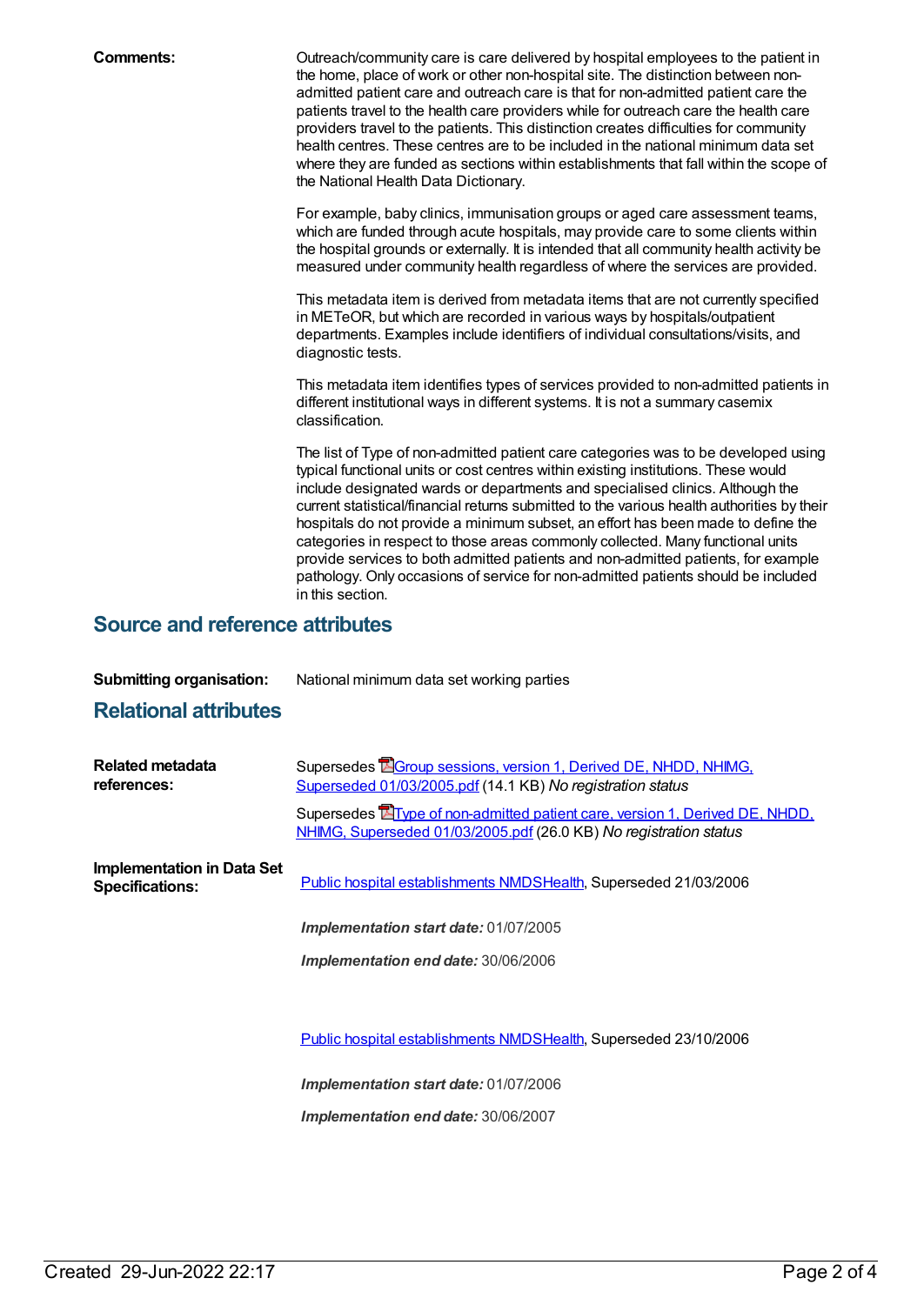**Comments:** Outreach/community care is care delivered by hospital employees to the patient in the home, place of work or other non-hospital site. The distinction between non-admitted patient care and outreach care is that for non-admitted patient care the patients travel to the health care providers while for outreach care the health care providers travel to the patients. This distinction creates difficulties for community health centres. These centres are to be included in the national minimum data set where they are funded as sections within establishments that fall within the scope of the National Health Data Dictionary.

For example, baby clinics, immunisation groups or aged care assessment teams, which are funded through acute hospitals, may provide care to some clients within the hospital grounds or externally. It is intended that all community health activity be measured under community health regardless of where the services are provided.

This metadata item is derived from metadata items that are not currently specified in METeOR, but which are recorded in various ways by hospitals/outpatient departments. Examples include identifiers of individual consultations/visits, and diagnostic tests.

This metadata item identifies types of services provided to non-admitted patients in different institutional ways in different systems. It is not a summary casemix classification.

The list of Type of non-admitted patient care categories was to be developed using typical functional units or cost centres within existing institutions. These would include designated wards or departments and specialised clinics. Although the current statistical/financial returns submitted to the various health authorities by their hospitals do not provide a minimum subset, an effort has been made to define the categories in respect to those areas commonly collected. Many functional units provide services to both admitted patients and non-admitted patients, for example pathology. Only occasions of service for non-admitted patients should be included in this section.

## Source and reference attributes

**Submitting organisation:** National minimum data set working parties

## Relational attributes

**Related metadata references:**

Supersedes Group sessions, version 1, Derived DE, NHDD, NHIMG, Superseded 01/03/2005.pdf (14.1 KB) *No registration status*

Supersedes Type of non-admitted patient care, version 1, Derived DE, NHDD, NHIMG, Superseded 01/03/2005.pdf (26.0 KB) *No registration status*

**Implementation in Data Set Specifications:**

Public hospital establishments NMDSHealth, Superseded 21/03/2006

***Implementation start date:*** 01/07/2005

***Implementation end date:*** 30/06/2006

Public hospital establishments NMDSHealth, Superseded 23/10/2006

***Implementation start date:*** 01/07/2006

***Implementation end date:*** 30/06/2007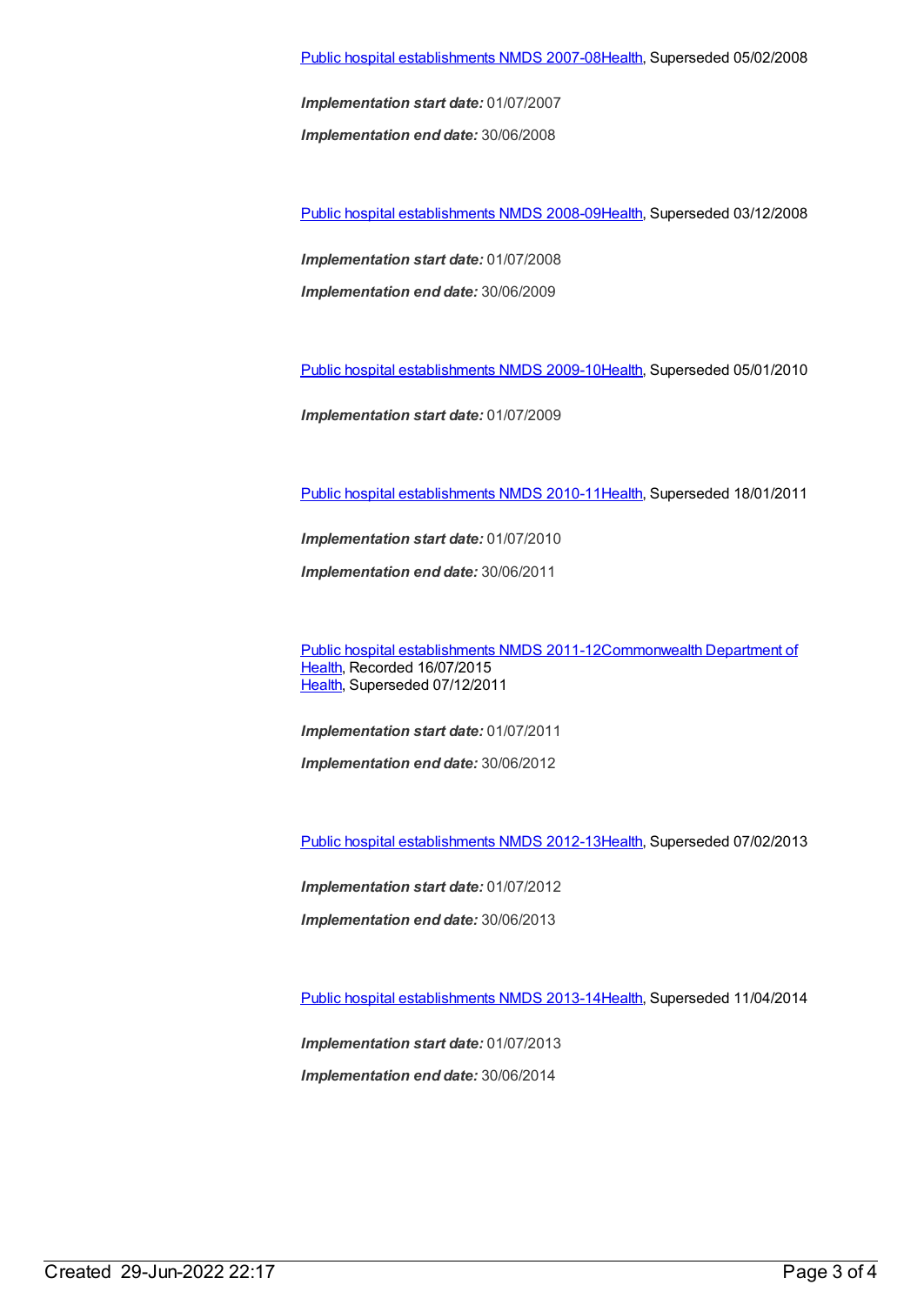Public hospital establishments NMDS 2007-08Health, Superseded 05/02/2008

***Implementation start date:*** 01/07/2007

***Implementation end date:*** 30/06/2008

Public hospital establishments NMDS 2008-09Health, Superseded 03/12/2008

***Implementation start date:*** 01/07/2008

***Implementation end date:*** 30/06/2009

Public hospital establishments NMDS 2009-10Health, Superseded 05/01/2010

***Implementation start date:*** 01/07/2009

Public hospital establishments NMDS 2010-11Health, Superseded 18/01/2011

***Implementation start date:*** 01/07/2010

***Implementation end date:*** 30/06/2011

Public hospital establishments NMDS 2011-12Commonwealth Department of Health, Recorded 16/07/2015
Health, Superseded 07/12/2011

***Implementation start date:*** 01/07/2011

***Implementation end date:*** 30/06/2012

Public hospital establishments NMDS 2012-13Health, Superseded 07/02/2013

***Implementation start date:*** 01/07/2012

***Implementation end date:*** 30/06/2013

Public hospital establishments NMDS 2013-14Health, Superseded 11/04/2014

***Implementation start date:*** 01/07/2013

***Implementation end date:*** 30/06/2014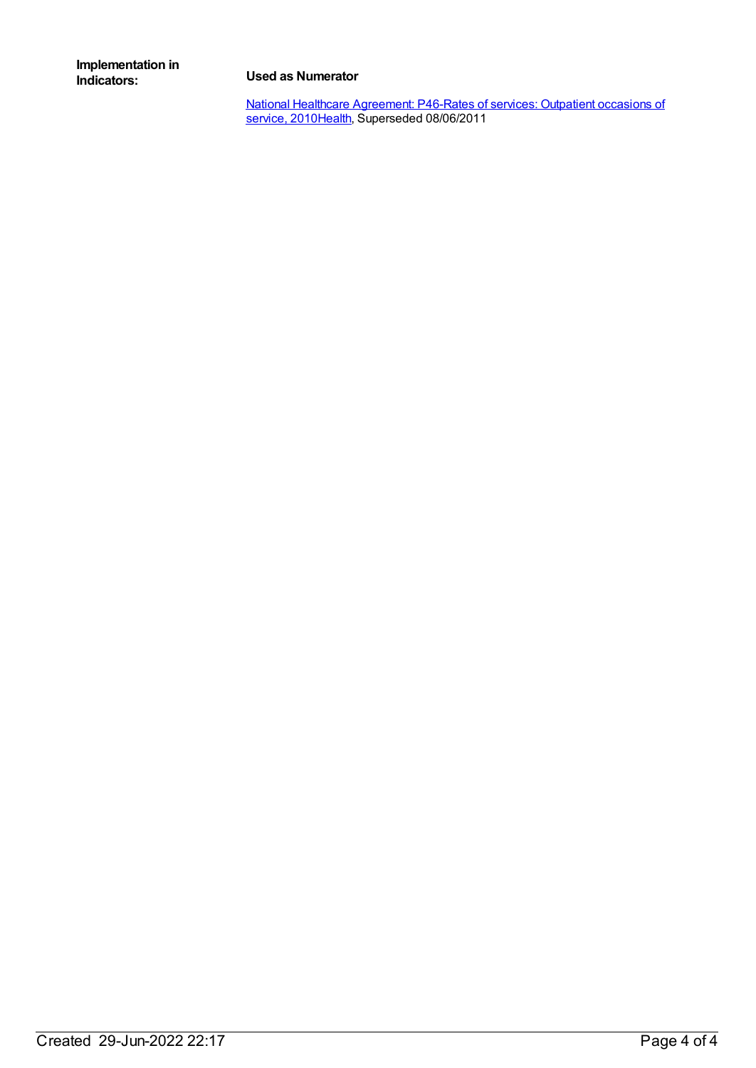**Implementation in Indicators:**

**Used as Numerator**

[National Healthcare Agreement: P46-Rates of services: Outpatient occasions of service, 2010Health](), Superseded 08/06/2011